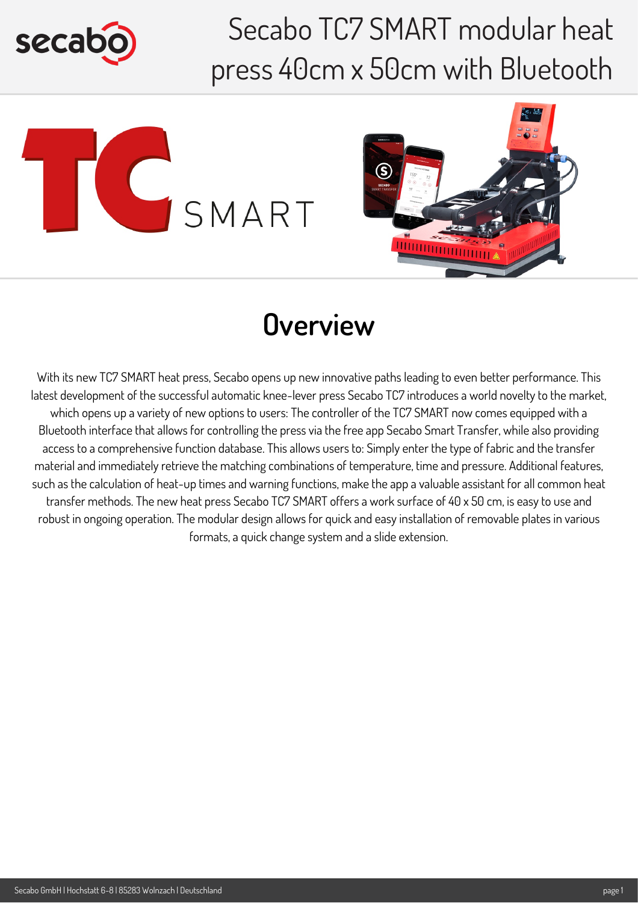# Secabo TC7 SMART modular heat press 40cm x 50cm with Bluetooth

## Overview

With its new TC7 SMART heat press, Secabo opens up new innovative paths leading to even better performance. This latest development of the successful automatic knee-lever press Secabo TC7 introduces a world novelty to the market, which opens up a variety of new options to users: The controller of the TC7 SMART now comes equipped with a Bluetooth interface that allows for controlling the press via the free app Secabo Smart Transfer, while also providing access to a comprehensive function database. This allows users to: Simply enter the type of fabric and the transfer material and immediately retrieve the matching combinations of temperature, time and pressure. Additional features, such as the calculation of heat-up times and warning functions, make the app a valuable assistant for all common heat transfer methods. The new heat press Secabo TC7 SMART offers a work surface of 40 x 50 cm, is easy to use and robust in ongoing operation. The modular design allows for quick and easy installation of removable plates in various formats, a quick change system and a slide extension.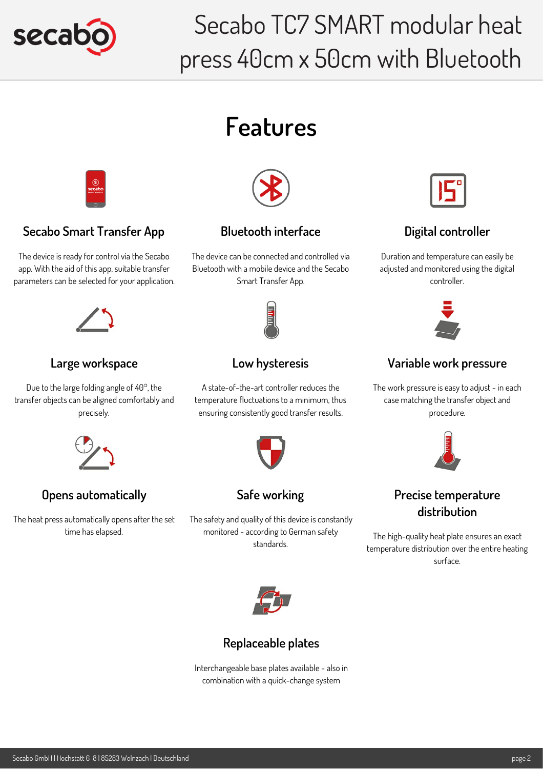# Features

### Secabo Smart Transfer App

The device is ready for control via the Secabo app. With the aid of this app, suitable transfer parameters can be selected for your application.

### Bluetooth interface

The device can be connected and controlled via Bluetooth with a mobile device and the Secabo Smart Transfer App.

### Digital controller

Duration and temperature can easily be adjusted and monitored using the digital controller.

### Large workspace

Due to the large folding angle of 40°, the transfer objects can be aligned comfortably and precisely.

### Low hysteresis

A state-of-the-art controller reduces the temperature fluctuations to a minimum, thus ensuring consistently good transfer results.

### Variable work pressure

The work pressure is easy to adjust - in each case matching the transfer object and procedure.

### Opens automatically

The heat press automatically opens after the set time has elapsed.

### Safe working

The safety and quality of this device is constantly monitored - according to German safety standards.

### Precise temperature distribution

The high-quality heat plate ensures an exact temperature distribution over the entire heating surface.

### Replaceable plates

Interchangeable base plates available - also in combination with a quick-change system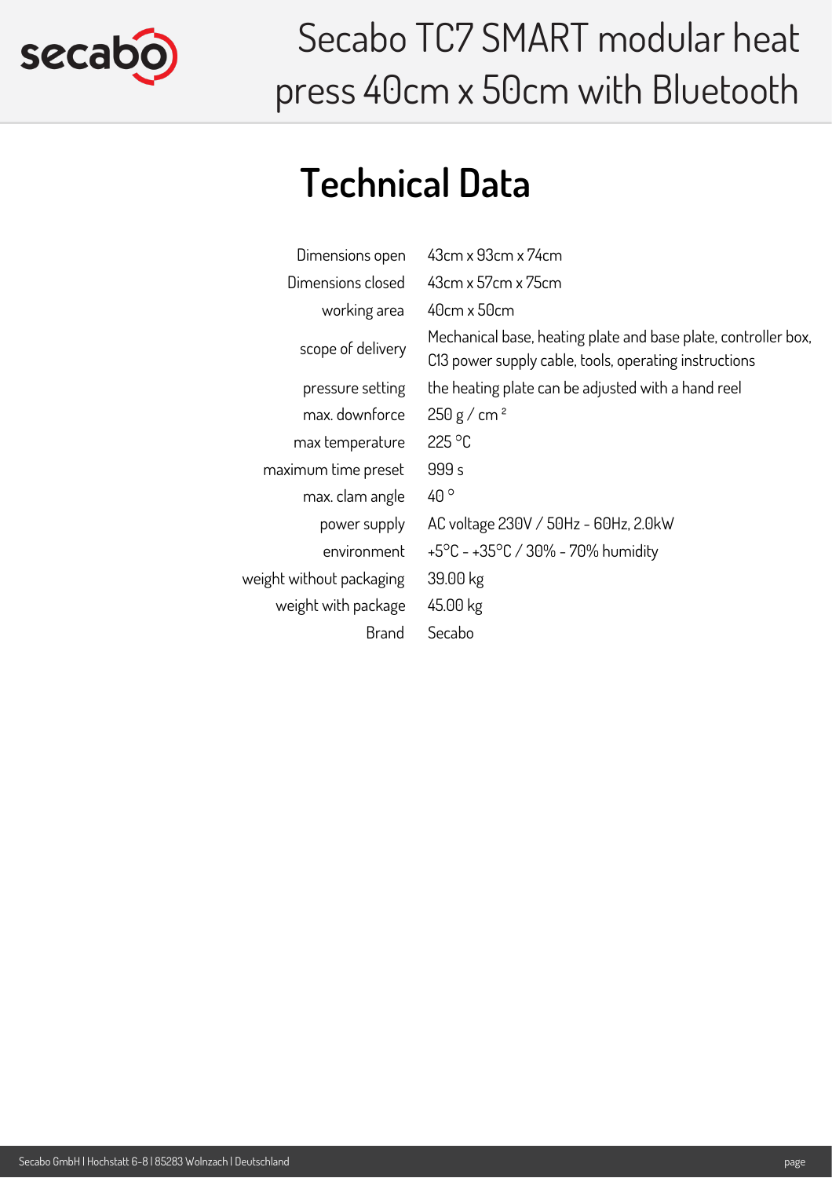# Technical Data

| | |
|---|---|
| Dimensions open | 43cm x 93cm x 74cm |
| Dimensions closed | 43cm x 57cm x 75cm |
| working area | 40cm x 50cm |
| scope of delivery | Mechanical base, heating plate and base plate, controller box, C13 power supply cable, tools, operating instructions |
| pressure setting | the heating plate can be adjusted with a hand reel |
| max. downforce | 250 g / cm ² |
| max temperature | 225 °C |
| maximum time preset | 999 s |
| max. clam angle | 40 ° |
| power supply | AC voltage 230V / 50Hz - 60Hz, 2.0kW |
| environment | +5°C - +35°C / 30% - 70% humidity |
| weight without packaging | 39.00 kg |
| weight with package | 45.00 kg |
| Brand | Secabo |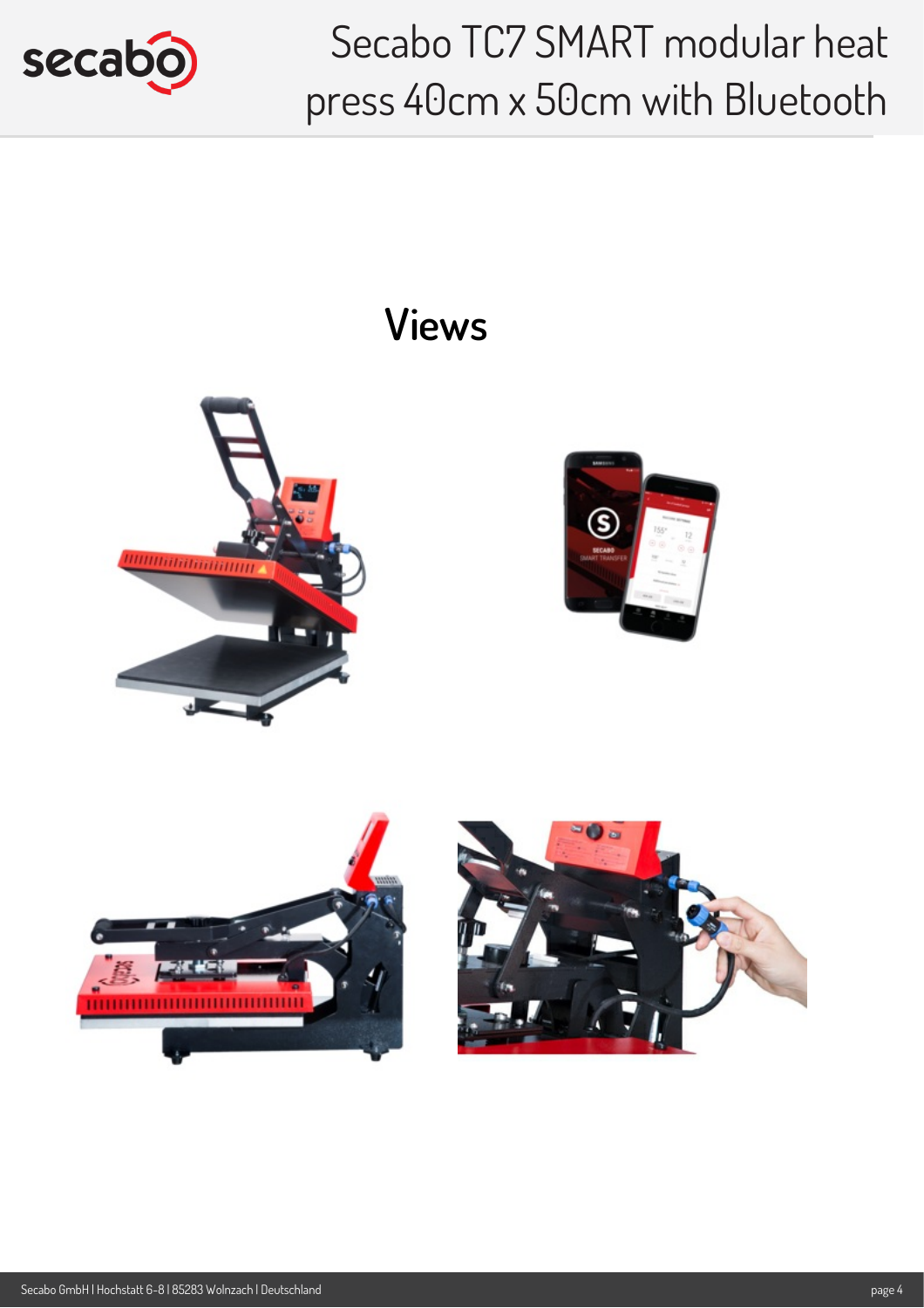## Views